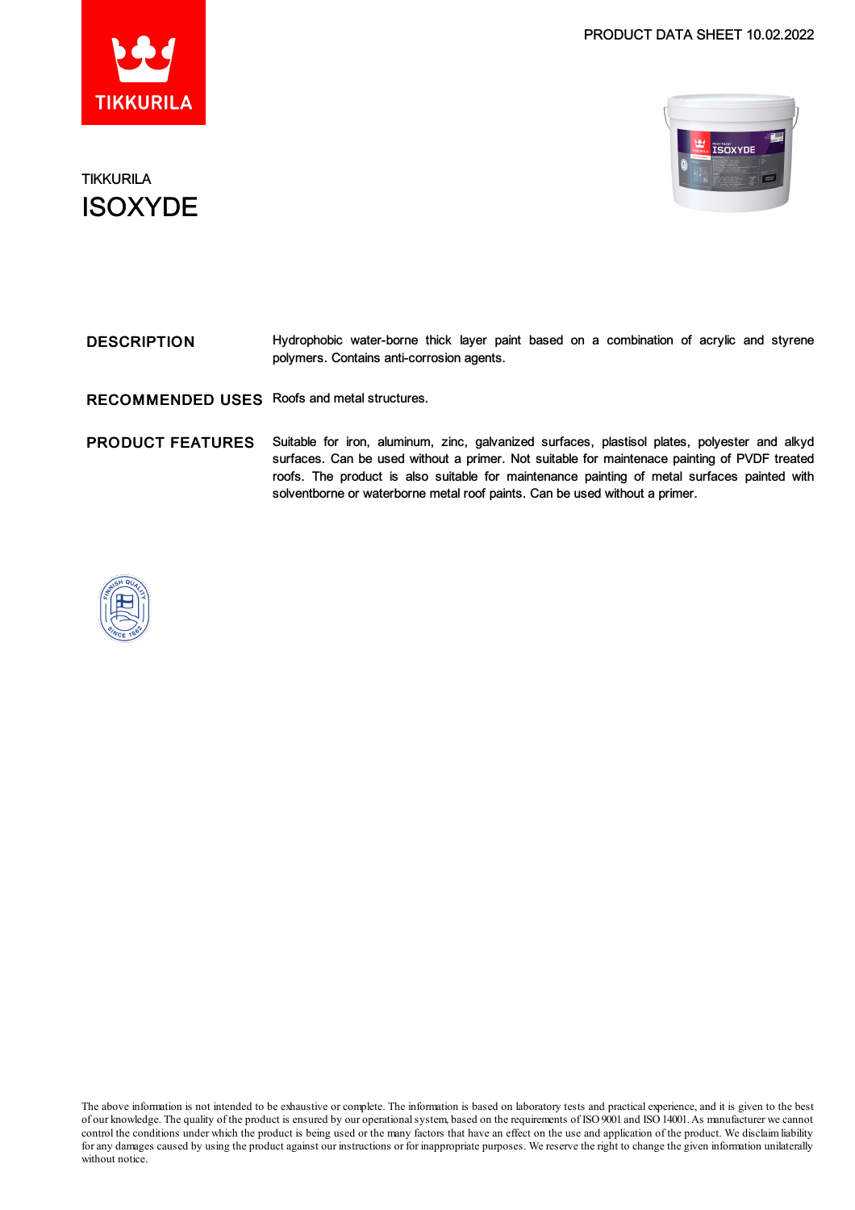PRODUCT DATA SHEET 10.02.2022

TIKKURILA

# ISOXYDE

## DESCRIPTION

Hydrophobic water-borne thick layer paint based on a combination of acrylic and styrene polymers. Contains anti-corrosion agents.

## RECOMMENDED USES

Roofs and metal structures.

## PRODUCT FEATURES

Suitable for iron, aluminum, zinc, galvanized surfaces, plastisol plates, polyester and alkyd surfaces. Can be used without a primer. Not suitable for maintenance painting of PVDF treated roofs. The product is also suitable for maintenance painting of metal surfaces painted with solventborne or waterborne metal roof paints. Can be used without a primer.

The above information is not intended to be exhaustive or complete. The information is based on laboratory tests and practical experience, and it is given to the best of our knowledge. The quality of the product is ensured by our operational system, based on the requirements of ISO 9001 and ISO 14001. As manufacturer we cannot control the conditions under which the product is being used or the many factors that have an effect on the use and application of the product. We disclaim liability for any damages caused by using the product against our instructions or for inappropriate purposes. We reserve the right to change the given information unilaterally without notice.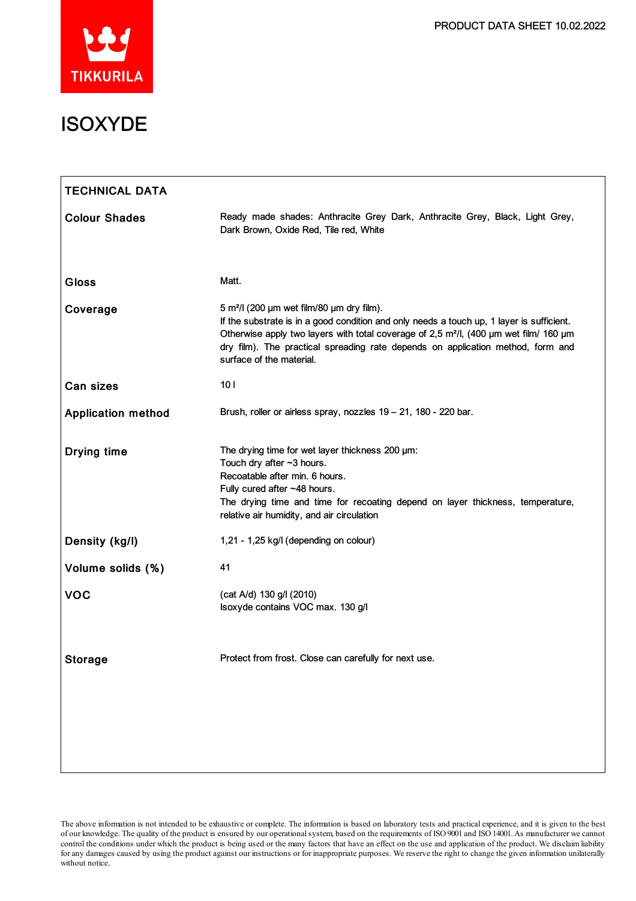# ISOXYDE

| TECHNICAL DATA | |
|---|---|
| **Colour Shades** | Ready made shades: Anthracite Grey Dark, Anthracite Grey, Black, Light Grey, Dark Brown, Oxide Red, Tile red, White |
| **Gloss** | Matt. |
| **Coverage** | 5 m²/l (200 µm wet film/80 µm dry film).<br>If the substrate is in a good condition and only needs a touch up, 1 layer is sufficient. Otherwise apply two layers with total coverage of 2,5 m²/l, (400 µm wet film/ 160 µm dry film). The practical spreading rate depends on application method, form and surface of the material. |
| **Can sizes** | 10 l |
| **Application method** | Brush, roller or airless spray, nozzles 19 – 21, 180 - 220 bar. |
| **Drying time** | The drying time for wet layer thickness 200 µm:<br>Touch dry after ~3 hours.<br>Recoatable after min. 6 hours.<br>Fully cured after ~48 hours.<br>The drying time and time for recoating depend on layer thickness, temperature, relative air humidity, and air circulation |
| **Density (kg/l)** | 1,21 - 1,25 kg/l (depending on colour) |
| **Volume solids (%)** | 41 |
| **VOC** | (cat A/d) 130 g/l (2010)<br>Isoxyde contains VOC max. 130 g/l |
| **Storage** | Protect from frost. Close can carefully for next use. |

The above information is not intended to be exhaustive or complete. The information is based on laboratory tests and practical experience, and it is given to the best of our knowledge. The quality of the product is ensured by our operational system, based on the requirements of ISO 9001 and ISO 14001. As manufacturer we cannot control the conditions under which the product is being used or the many factors that have an effect on the use and application of the product. We disclaim liability for any damages caused by using the product against our instructions or for inappropriate purposes. We reserve the right to change the given information unilaterally without notice.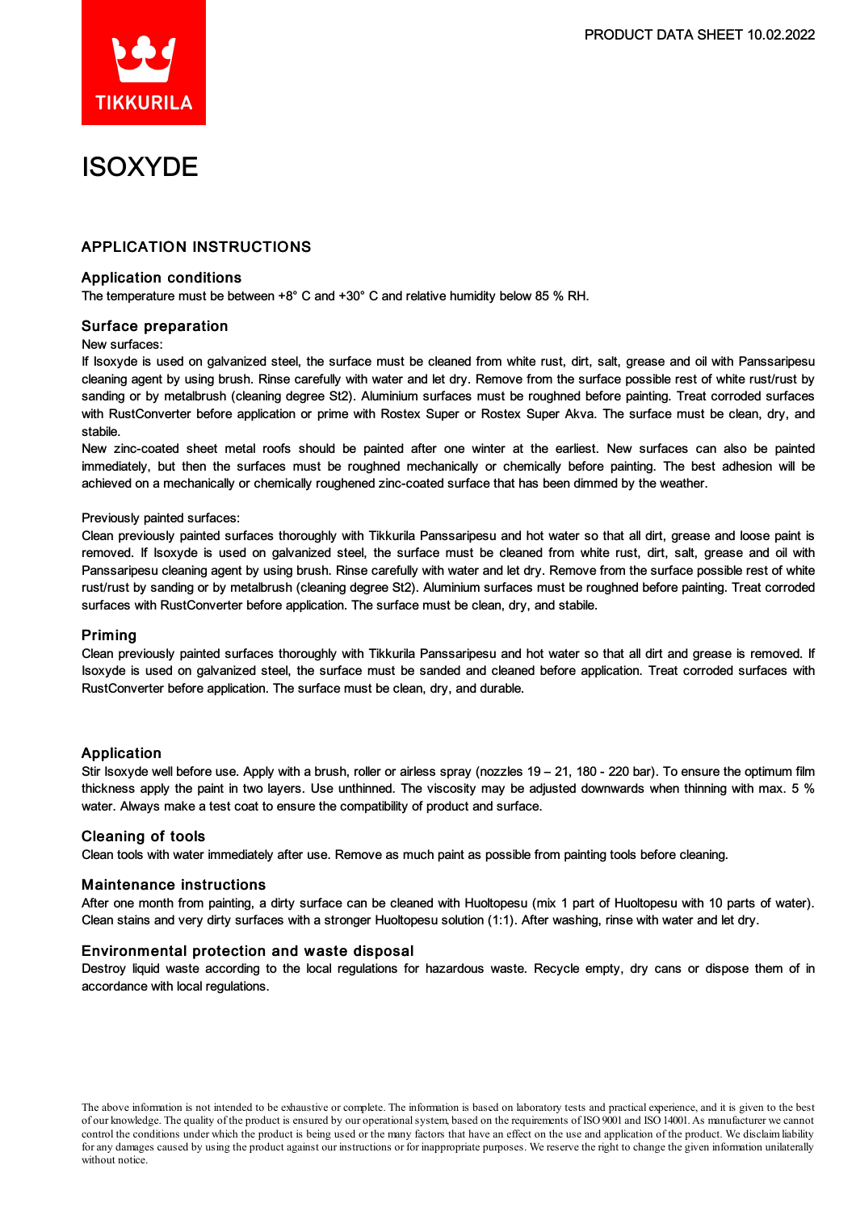# ISOXYDE

## APPLICATION INSTRUCTIONS

### Application conditions

The temperature must be between +8° C and +30° C and relative humidity below 85 % RH.

### Surface preparation

New surfaces:

If Isoxyde is used on galvanized steel, the surface must be cleaned from white rust, dirt, salt, grease and oil with Panssaripesu cleaning agent by using brush. Rinse carefully with water and let dry. Remove from the surface possible rest of white rust/rust by sanding or by metalbrush (cleaning degree St2). Aluminium surfaces must be roughned before painting. Treat corroded surfaces with RustConverter before application or prime with Rostex Super or Rostex Super Akva. The surface must be clean, dry, and stabile.

New zinc-coated sheet metal roofs should be painted after one winter at the earliest. New surfaces can also be painted immediately, but then the surfaces must be roughned mechanically or chemically before painting. The best adhesion will be achieved on a mechanically or chemically roughened zinc-coated surface that has been dimmed by the weather.

Previously painted surfaces:

Clean previously painted surfaces thoroughly with Tikkurila Panssaripesu and hot water so that all dirt, grease and loose paint is removed. If Isoxyde is used on galvanized steel, the surface must be cleaned from white rust, dirt, salt, grease and oil with Panssaripesu cleaning agent by using brush. Rinse carefully with water and let dry. Remove from the surface possible rest of white rust/rust by sanding or by metalbrush (cleaning degree St2). Aluminium surfaces must be roughned before painting. Treat corroded surfaces with RustConverter before application. The surface must be clean, dry, and stabile.

### Priming

Clean previously painted surfaces thoroughly with Tikkurila Panssaripesu and hot water so that all dirt and grease is removed. If Isoxyde is used on galvanized steel, the surface must be sanded and cleaned before application. Treat corroded surfaces with RustConverter before application. The surface must be clean, dry, and durable.

### Application

Stir Isoxyde well before use. Apply with a brush, roller or airless spray (nozzles 19 – 21, 180 - 220 bar). To ensure the optimum film thickness apply the paint in two layers. Use unthinned. The viscosity may be adjusted downwards when thinning with max. 5 % water. Always make a test coat to ensure the compatibility of product and surface.

### Cleaning of tools

Clean tools with water immediately after use. Remove as much paint as possible from painting tools before cleaning.

### Maintenance instructions

After one month from painting, a dirty surface can be cleaned with Huoltopesu (mix 1 part of Huoltopesu with 10 parts of water). Clean stains and very dirty surfaces with a stronger Huoltopesu solution (1:1). After washing, rinse with water and let dry.

### Environmental protection and waste disposal

Destroy liquid waste according to the local regulations for hazardous waste. Recycle empty, dry cans or dispose them of in accordance with local regulations.

The above information is not intended to be exhaustive or complete. The information is based on laboratory tests and practical experience, and it is given to the best of our knowledge. The quality of the product is ensured by our operational system, based on the requirements of ISO 9001 and ISO 14001. As manufacturer we cannot control the conditions under which the product is being used or the many factors that have an effect on the use and application of the product. We disclaim liability for any damages caused by using the product against our instructions or for inappropriate purposes. We reserve the right to change the given information unilaterally without notice.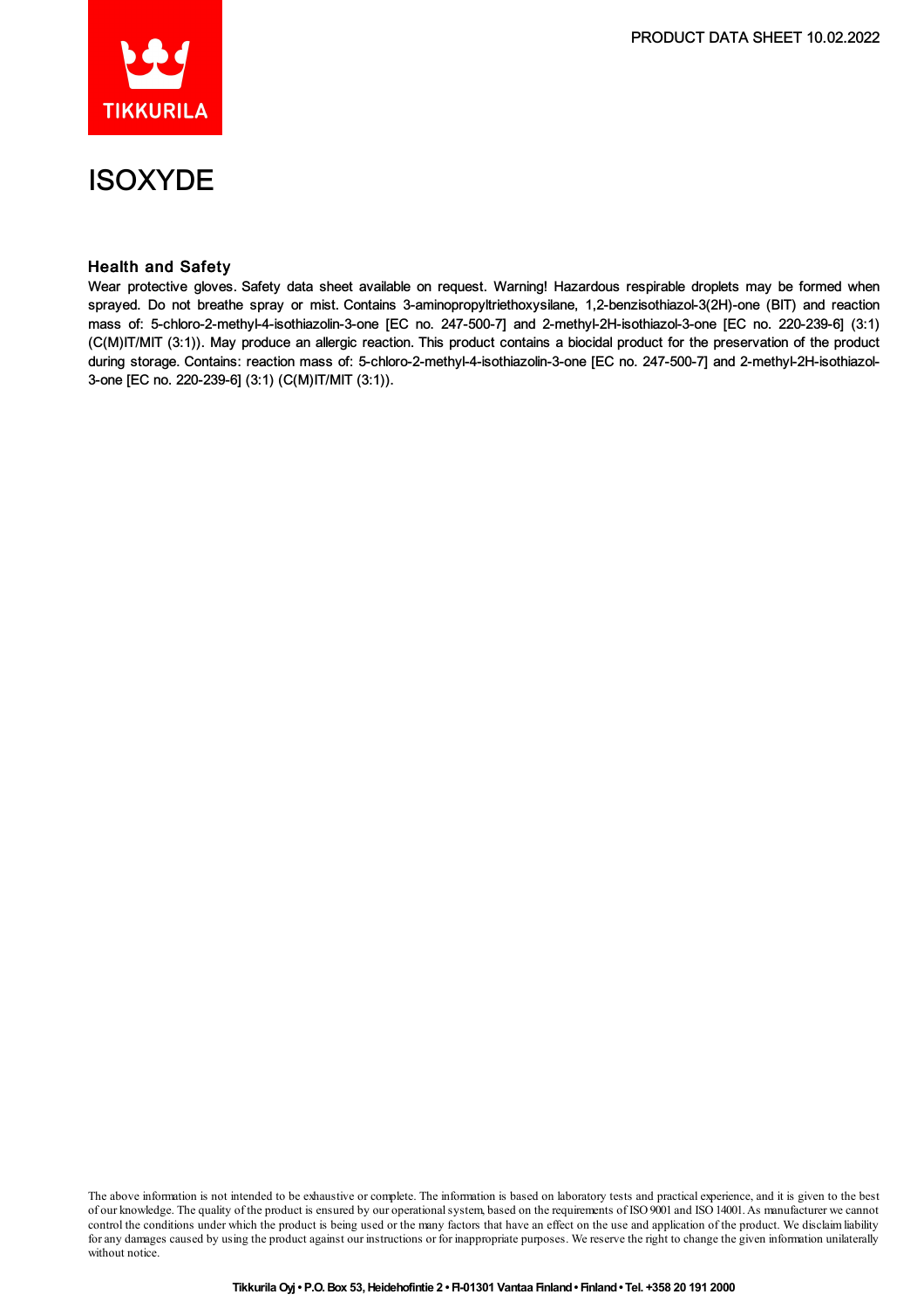# ISOXYDE

### Health and Safety

Wear protective gloves. Safety data sheet available on request. Warning! Hazardous respirable droplets may be formed when sprayed. Do not breathe spray or mist. Contains 3-aminopropyltriethoxysilane, 1,2-benzisothiazol-3(2H)-one (BIT) and reaction mass of: 5-chloro-2-methyl-4-isothiazolin-3-one [EC no. 247-500-7] and 2-methyl-2H-isothiazol-3-one [EC no. 220-239-6] (3:1) (C(M)IT/MIT (3:1)). May produce an allergic reaction. This product contains a biocidal product for the preservation of the product during storage. Contains: reaction mass of: 5-chloro-2-methyl-4-isothiazolin-3-one [EC no. 247-500-7] and 2-methyl-2H-isothiazol-3-one [EC no. 220-239-6] (3:1) (C(M)IT/MIT (3:1)).

The above information is not intended to be exhaustive or complete. The information is based on laboratory tests and practical experience, and it is given to the best of our knowledge. The quality of the product is ensured by our operational system, based on the requirements of ISO 9001 and ISO 14001. As manufacturer we cannot control the conditions under which the product is being used or the many factors that have an effect on the use and application of the product. We disclaim liability for any damages caused by using the product against our instructions or for inappropriate purposes. We reserve the right to change the given information unilaterally without notice.

**Tikkurila Oyj • P.O. Box 53, Heidehofintie 2 • FI-01301 Vantaa Finland • Finland • Tel. +358 20 191 2000**